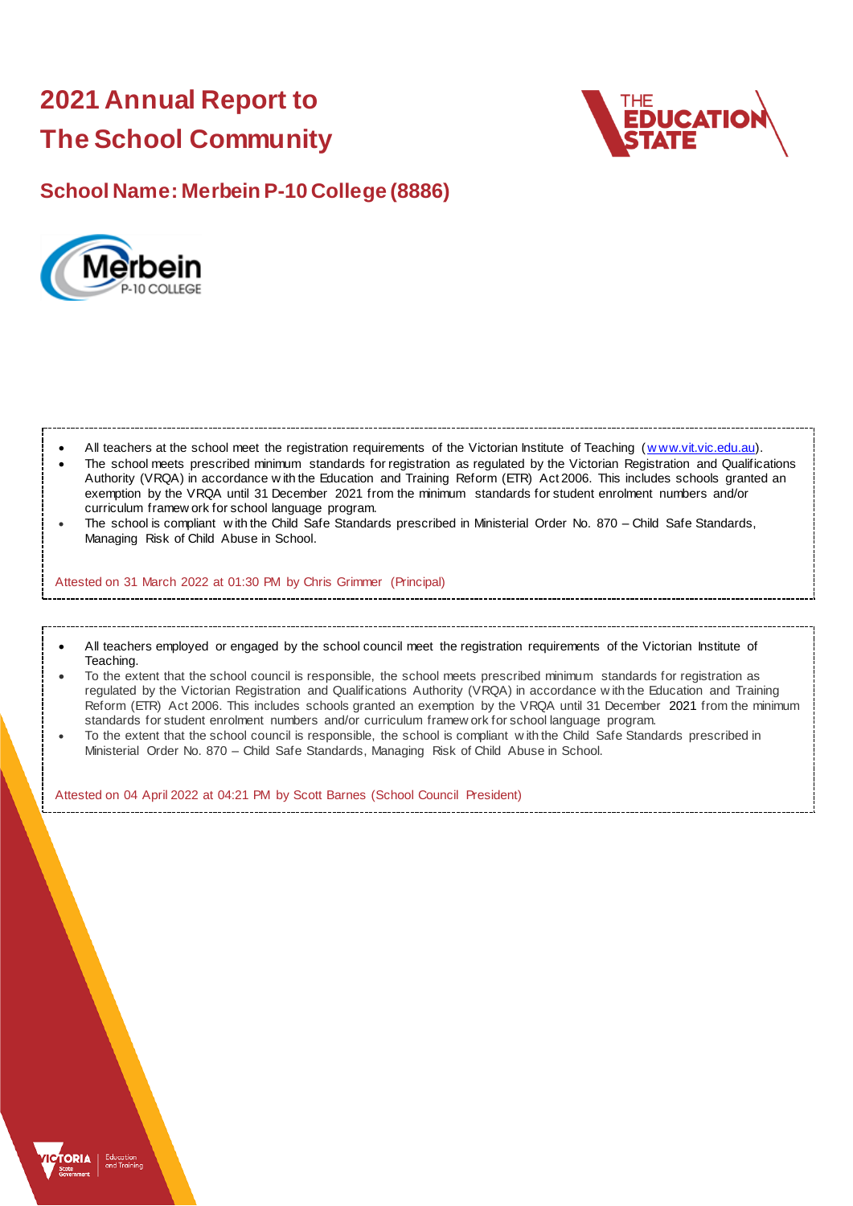# 2021 Annual Report to The School Community

## School Name: Merbein P-10 College (8886)

- All teachers at the school meet the registration requirements of the Victorian Institute of Teaching (www.vit.vic.edu.au).
- The school meets prescribed minimum standards for registration as regulated by the Victorian Registration and Qualifications Authority (VRQA) in accordance with the Education and Training Reform (ETR) Act 2006. This includes schools granted an exemption by the VRQA until 31 December 2021 from the minimum standards for student enrolment numbers and/or curriculum framework for school language program.
- The school is compliant with the Child Safe Standards prescribed in Ministerial Order No. 870 – Child Safe Standards, Managing Risk of Child Abuse in School.

Attested on 31 March 2022 at 01:30 PM by Chris Grimmer (Principal)

- All teachers employed or engaged by the school council meet the registration requirements of the Victorian Institute of Teaching.
- To the extent that the school council is responsible, the school meets prescribed minimum standards for registration as regulated by the Victorian Registration and Qualifications Authority (VRQA) in accordance with the Education and Training Reform (ETR) Act 2006. This includes schools granted an exemption by the VRQA until 31 December 2021 from the minimum standards for student enrolment numbers and/or curriculum framework for school language program.
- To the extent that the school council is responsible, the school is compliant with the Child Safe Standards prescribed in Ministerial Order No. 870 – Child Safe Standards, Managing Risk of Child Abuse in School.

Attested on 04 April 2022 at 04:21 PM by Scott Barnes (School Council President)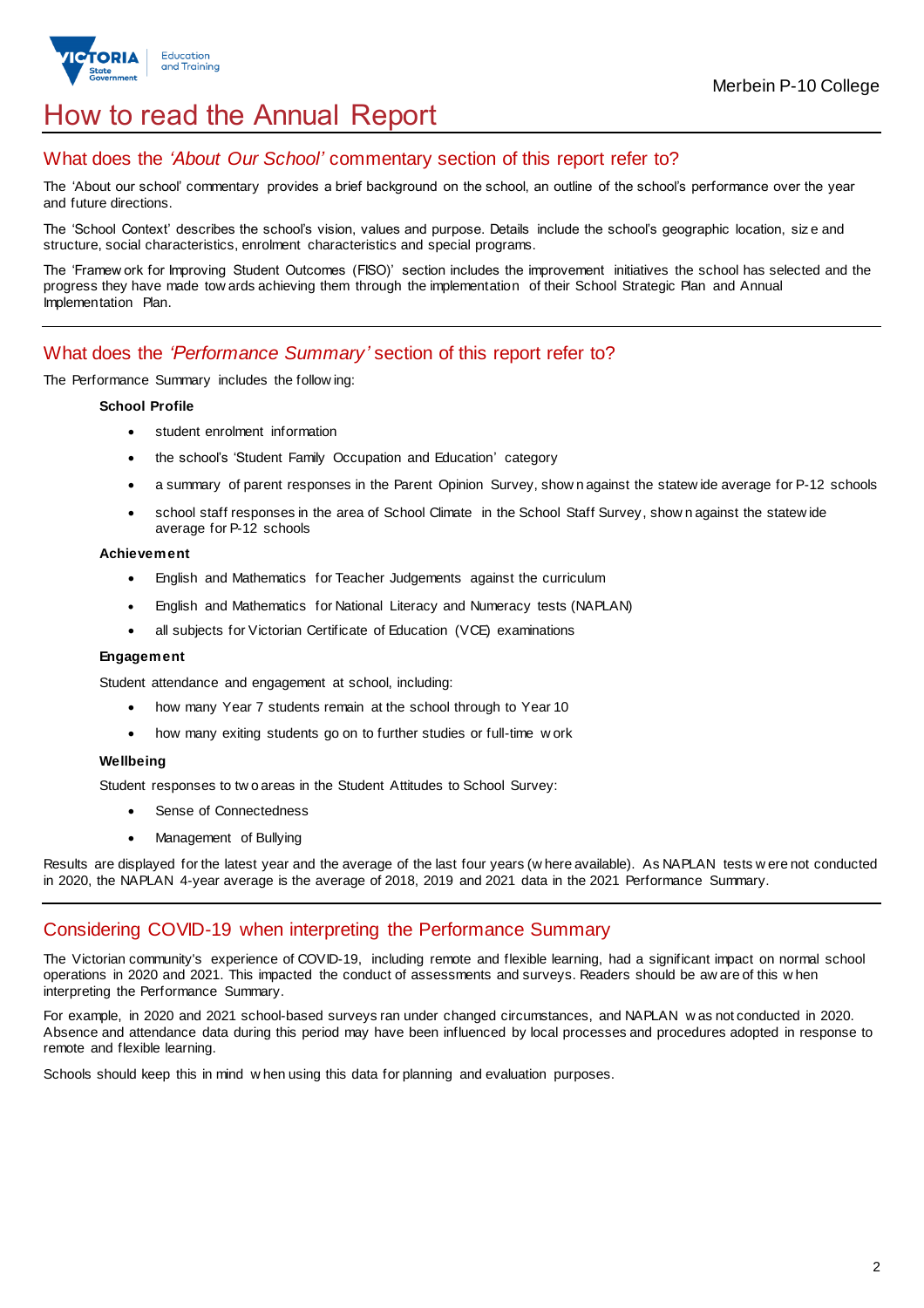# How to read the Annual Report

## What does the *'About Our School'* commentary section of this report refer to?

The 'About our school' commentary provides a brief background on the school, an outline of the school's performance over the year and future directions.

The 'School Context' describes the school's vision, values and purpose. Details include the school's geographic location, size and structure, social characteristics, enrolment characteristics and special programs.

The 'Framework for Improving Student Outcomes (FISO)' section includes the improvement initiatives the school has selected and the progress they have made towards achieving them through the implementation of their School Strategic Plan and Annual Implementation Plan.

## What does the *'Performance Summary'* section of this report refer to?

The Performance Summary includes the following:

**School Profile**

- student enrolment information
- the school's 'Student Family Occupation and Education' category
- a summary of parent responses in the Parent Opinion Survey, shown against the statewide average for P-12 schools
- school staff responses in the area of School Climate in the School Staff Survey, shown against the statewide average for P-12 schools

**Achievement**

- English and Mathematics for Teacher Judgements against the curriculum
- English and Mathematics for National Literacy and Numeracy tests (NAPLAN)
- all subjects for Victorian Certificate of Education (VCE) examinations

**Engagement**

Student attendance and engagement at school, including:

- how many Year 7 students remain at the school through to Year 10
- how many exiting students go on to further studies or full-time work

**Wellbeing**

Student responses to two areas in the Student Attitudes to School Survey:

- Sense of Connectedness
- Management of Bullying

Results are displayed for the latest year and the average of the last four years (where available). As NAPLAN tests were not conducted in 2020, the NAPLAN 4-year average is the average of 2018, 2019 and 2021 data in the 2021 Performance Summary.

## Considering COVID-19 when interpreting the Performance Summary

The Victorian community's experience of COVID-19, including remote and flexible learning, had a significant impact on normal school operations in 2020 and 2021. This impacted the conduct of assessments and surveys. Readers should be aware of this when interpreting the Performance Summary.

For example, in 2020 and 2021 school-based surveys ran under changed circumstances, and NAPLAN was not conducted in 2020. Absence and attendance data during this period may have been influenced by local processes and procedures adopted in response to remote and flexible learning.

Schools should keep this in mind when using this data for planning and evaluation purposes.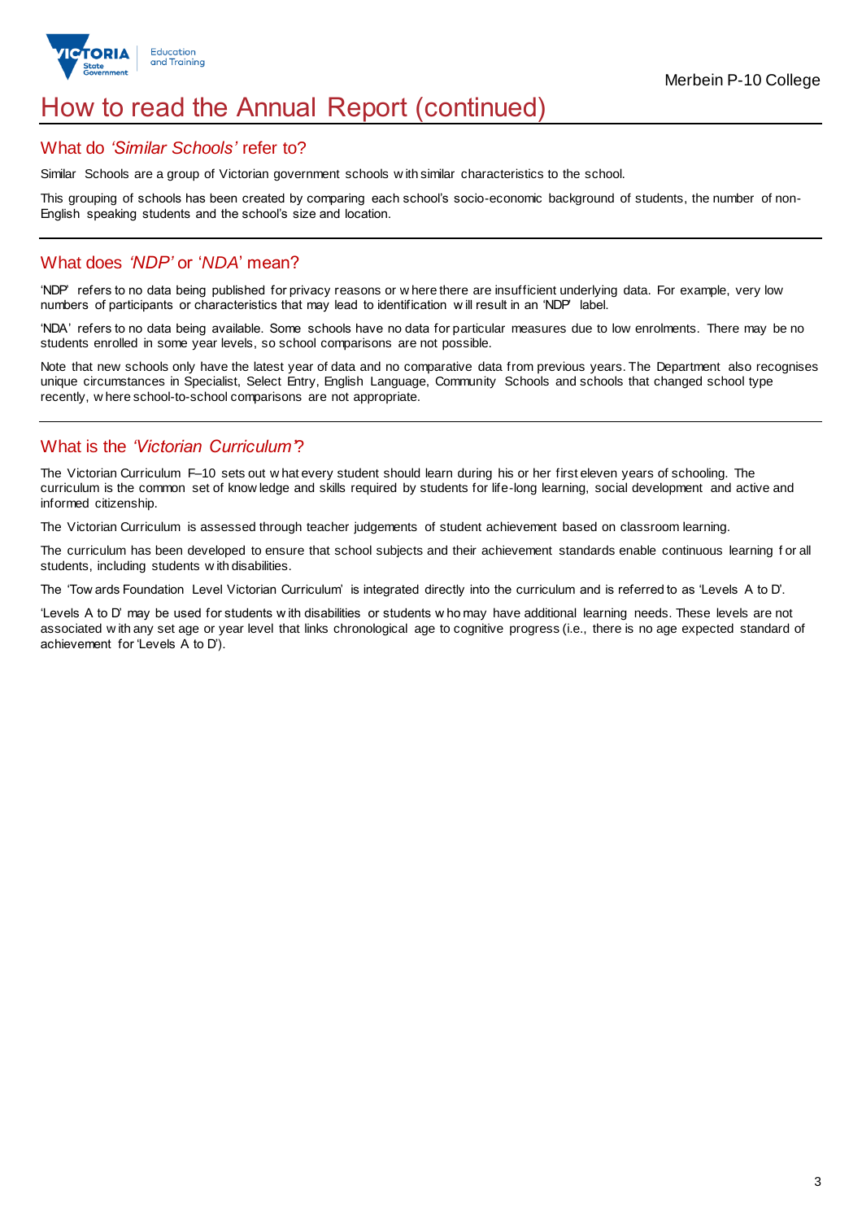# How to read the Annual Report (continued)

## What do *'Similar Schools'* refer to?

Similar Schools are a group of Victorian government schools with similar characteristics to the school.

This grouping of schools has been created by comparing each school's socio-economic background of students, the number of non-English speaking students and the school's size and location.

## What does *'NDP'* or '*NDA*' mean?

'NDP' refers to no data being published for privacy reasons or where there are insufficient underlying data. For example, very low numbers of participants or characteristics that may lead to identification will result in an 'NDP' label.

'NDA' refers to no data being available. Some schools have no data for particular measures due to low enrolments. There may be no students enrolled in some year levels, so school comparisons are not possible.

Note that new schools only have the latest year of data and no comparative data from previous years. The Department also recognises unique circumstances in Specialist, Select Entry, English Language, Community Schools and schools that changed school type recently, where school-to-school comparisons are not appropriate.

## What is the *'Victorian Curriculum'*?

The Victorian Curriculum F–10 sets out what every student should learn during his or her first eleven years of schooling. The curriculum is the common set of knowledge and skills required by students for life-long learning, social development and active and informed citizenship.

The Victorian Curriculum is assessed through teacher judgements of student achievement based on classroom learning.

The curriculum has been developed to ensure that school subjects and their achievement standards enable continuous learning for all students, including students with disabilities.

The 'Towards Foundation Level Victorian Curriculum' is integrated directly into the curriculum and is referred to as 'Levels A to D'.

'Levels A to D' may be used for students with disabilities or students who may have additional learning needs. These levels are not associated with any set age or year level that links chronological age to cognitive progress (i.e., there is no age expected standard of achievement for 'Levels A to D').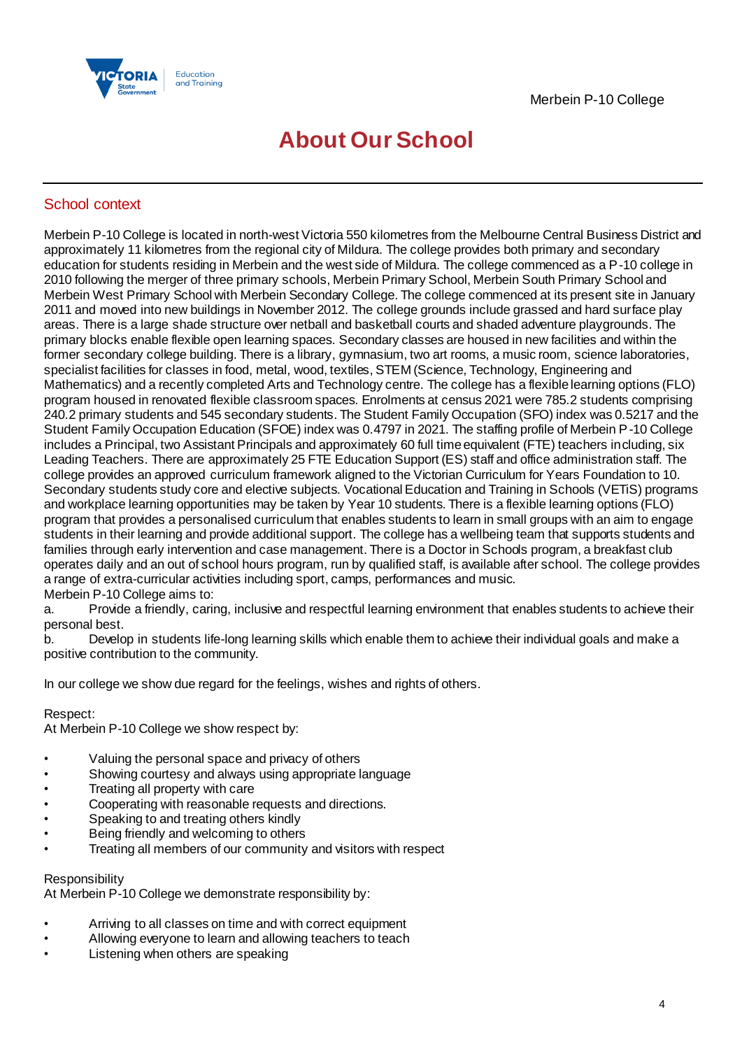# About Our School

## School context

Merbein P-10 College is located in north-west Victoria 550 kilometres from the Melbourne Central Business District and approximately 11 kilometres from the regional city of Mildura. The college provides both primary and secondary education for students residing in Merbein and the west side of Mildura. The college commenced as a P-10 college in 2010 following the merger of three primary schools, Merbein Primary School, Merbein South Primary School and Merbein West Primary School with Merbein Secondary College. The college commenced at its present site in January 2011 and moved into new buildings in November 2012. The college grounds include grassed and hard surface play areas. There is a large shade structure over netball and basketball courts and shaded adventure playgrounds. The primary blocks enable flexible open learning spaces. Secondary classes are housed in new facilities and within the former secondary college building. There is a library, gymnasium, two art rooms, a music room, science laboratories, specialist facilities for classes in food, metal, wood, textiles, STEM (Science, Technology, Engineering and Mathematics) and a recently completed Arts and Technology centre. The college has a flexible learning options (FLO) program housed in renovated flexible classroom spaces. Enrolments at census 2021 were 785.2 students comprising 240.2 primary students and 545 secondary students. The Student Family Occupation (SFO) index was 0.5217 and the Student Family Occupation Education (SFOE) index was 0.4797 in 2021. The staffing profile of Merbein P-10 College includes a Principal, two Assistant Principals and approximately 60 full time equivalent (FTE) teachers including, six Leading Teachers. There are approximately 25 FTE Education Support (ES) staff and office administration staff. The college provides an approved curriculum framework aligned to the Victorian Curriculum for Years Foundation to 10. Secondary students study core and elective subjects. Vocational Education and Training in Schools (VETiS) programs and workplace learning opportunities may be taken by Year 10 students. There is a flexible learning options (FLO) program that provides a personalised curriculum that enables students to learn in small groups with an aim to engage students in their learning and provide additional support. The college has a wellbeing team that supports students and families through early intervention and case management. There is a Doctor in Schools program, a breakfast club operates daily and an out of school hours program, run by qualified staff, is available after school. The college provides a range of extra-curricular activities including sport, camps, performances and music.

Merbein P-10 College aims to:

a. Provide a friendly, caring, inclusive and respectful learning environment that enables students to achieve their personal best.

b. Develop in students life-long learning skills which enable them to achieve their individual goals and make a positive contribution to the community.

In our college we show due regard for the feelings, wishes and rights of others.

Respect:
At Merbein P-10 College we show respect by:

- Valuing the personal space and privacy of others
- Showing courtesy and always using appropriate language
- Treating all property with care
- Cooperating with reasonable requests and directions.
- Speaking to and treating others kindly
- Being friendly and welcoming to others
- Treating all members of our community and visitors with respect

Responsibility
At Merbein P-10 College we demonstrate responsibility by:

- Arriving to all classes on time and with correct equipment
- Allowing everyone to learn and allowing teachers to teach
- Listening when others are speaking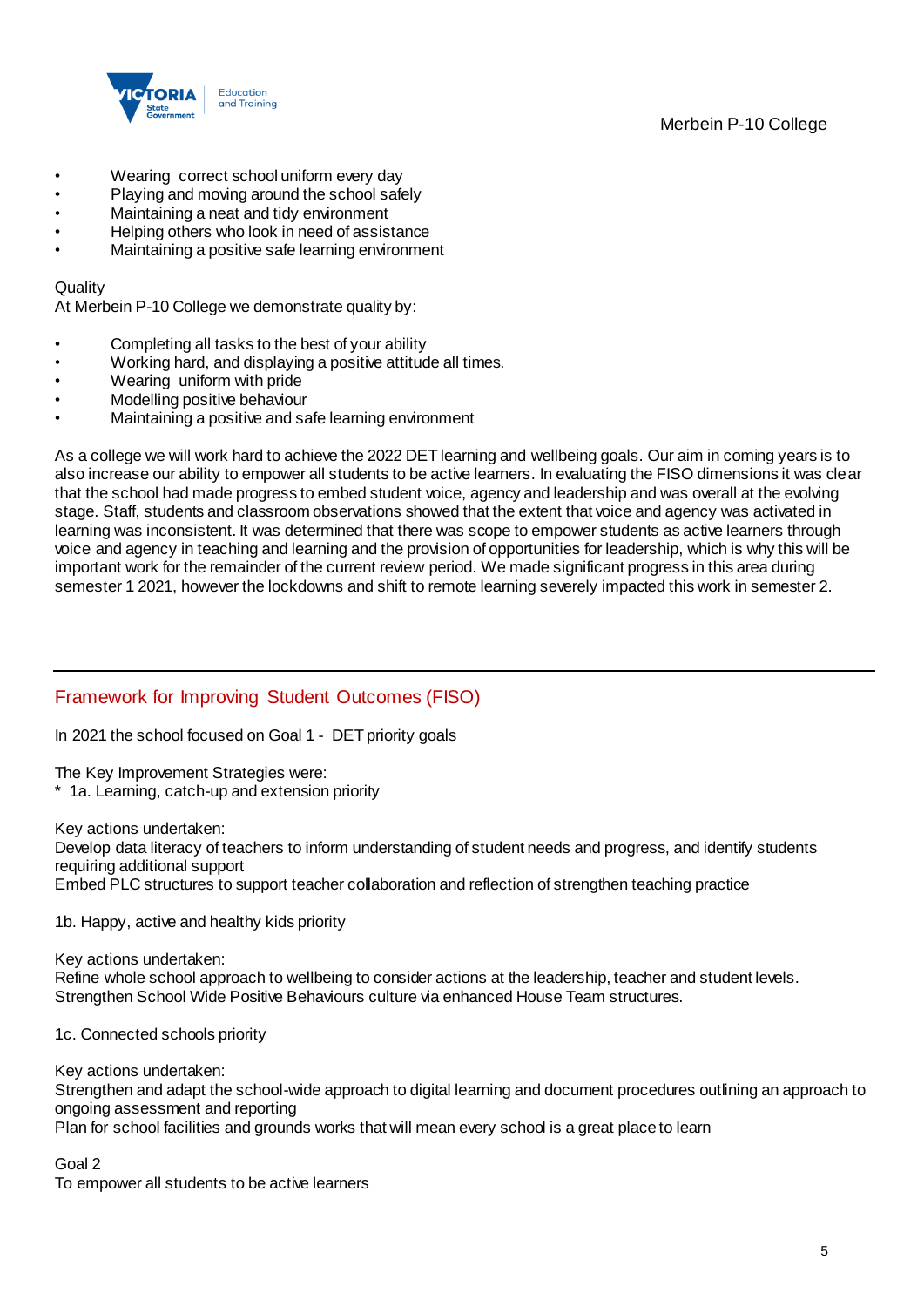- Wearing  correct school uniform every day
- Playing and moving around the school safely
- Maintaining a neat and tidy environment
- Helping others who look in need of assistance
- Maintaining a positive safe learning environment

Quality

At Merbein P-10 College we demonstrate quality by:

- Completing all tasks to the best of your ability
- Working hard, and displaying a positive attitude all times.
- Wearing  uniform with pride
- Modelling positive behaviour
- Maintaining a positive and safe learning environment

As a college we will work hard to achieve the 2022 DET learning and wellbeing goals. Our aim in coming years is to also increase our ability to empower all students to be active learners. In evaluating the FISO dimensions it was clear that the school had made progress to embed student voice, agency and leadership and was overall at the evolving stage. Staff, students and classroom observations showed that the extent that voice and agency was activated in learning was inconsistent. It was determined that there was scope to empower students as active learners through voice and agency in teaching and learning and the provision of opportunities for leadership, which is why this will be important work for the remainder of the current review period. We made significant progress in this area during semester 1 2021, however the lockdowns and shift to remote learning severely impacted this work in semester 2.

---

## Framework for Improving Student Outcomes (FISO)

In 2021 the school focused on Goal 1 -  DET priority goals

The Key Improvement Strategies were:
* 1a. Learning, catch-up and extension priority

Key actions undertaken:
Develop data literacy of teachers to inform understanding of student needs and progress, and identify students requiring additional support
Embed PLC structures to support teacher collaboration and reflection of strengthen teaching practice

1b. Happy, active and healthy kids priority

Key actions undertaken:
Refine whole school approach to wellbeing to consider actions at the leadership, teacher and student levels.
Strengthen School Wide Positive Behaviours culture via enhanced House Team structures.

1c. Connected schools priority

Key actions undertaken:
Strengthen and adapt the school-wide approach to digital learning and document procedures outlining an approach to ongoing assessment and reporting
Plan for school facilities and grounds works that will mean every school is a great place to learn

Goal 2
To empower all students to be active learners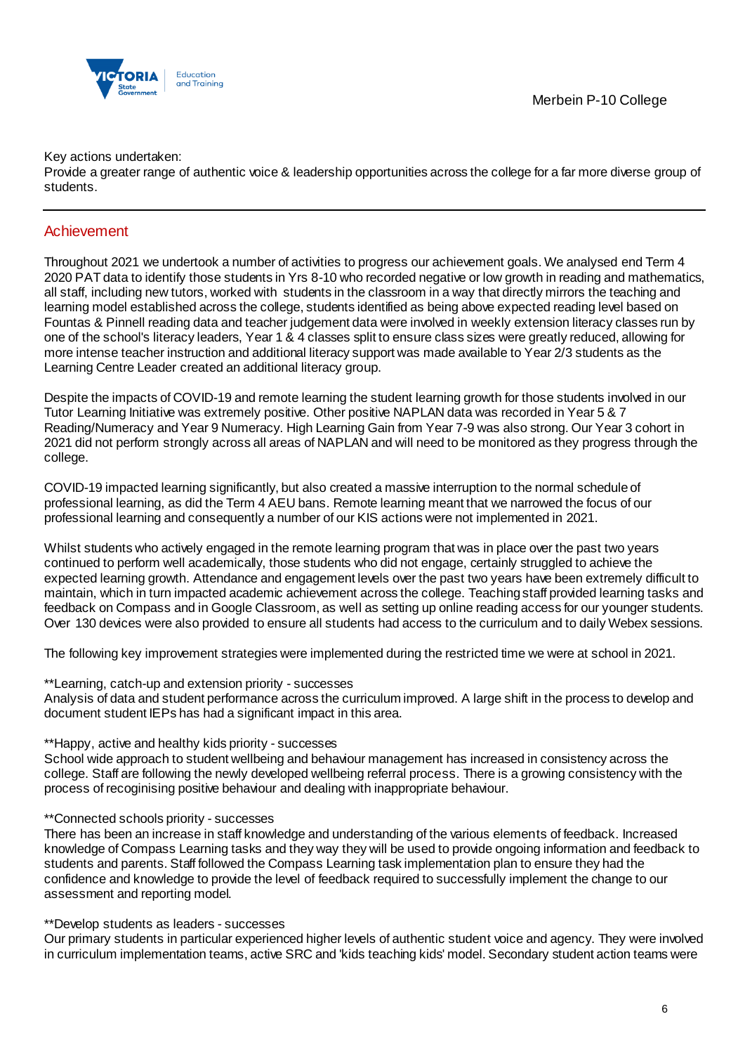Key actions undertaken:
Provide a greater range of authentic voice & leadership opportunities across the college for a far more diverse group of students.

## Achievement

Throughout 2021 we undertook a number of activities to progress our achievement goals. We analysed end Term 4 2020 PAT data to identify those students in Yrs 8-10 who recorded negative or low growth in reading and mathematics, all staff, including new tutors, worked with students in the classroom in a way that directly mirrors the teaching and learning model established across the college, students identified as being above expected reading level based on Fountas & Pinnell reading data and teacher judgement data were involved in weekly extension literacy classes run by one of the school's literacy leaders, Year 1 & 4 classes split to ensure class sizes were greatly reduced, allowing for more intense teacher instruction and additional literacy support was made available to Year 2/3 students as the Learning Centre Leader created an additional literacy group.

Despite the impacts of COVID-19 and remote learning the student learning growth for those students involved in our Tutor Learning Initiative was extremely positive. Other positive NAPLAN data was recorded in Year 5 & 7 Reading/Numeracy and Year 9 Numeracy. High Learning Gain from Year 7-9 was also strong. Our Year 3 cohort in 2021 did not perform strongly across all areas of NAPLAN and will need to be monitored as they progress through the college.

COVID-19 impacted learning significantly, but also created a massive interruption to the normal schedule of professional learning, as did the Term 4 AEU bans. Remote learning meant that we narrowed the focus of our professional learning and consequently a number of our KIS actions were not implemented in 2021.

Whilst students who actively engaged in the remote learning program that was in place over the past two years continued to perform well academically, those students who did not engage, certainly struggled to achieve the expected learning growth. Attendance and engagement levels over the past two years have been extremely difficult to maintain, which in turn impacted academic achievement across the college. Teaching staff provided learning tasks and feedback on Compass and in Google Classroom, as well as setting up online reading access for our younger students. Over 130 devices were also provided to ensure all students had access to the curriculum and to daily Webex sessions.

The following key improvement strategies were implemented during the restricted time we were at school in 2021.

**Learning, catch-up and extension priority - successes
Analysis of data and student performance across the curriculum improved. A large shift in the process to develop and document student IEPs has had a significant impact in this area.

**Happy, active and healthy kids priority - successes
School wide approach to student wellbeing and behaviour management has increased in consistency across the college. Staff are following the newly developed wellbeing referral process. There is a growing consistency with the process of recoginising positive behaviour and dealing with inappropriate behaviour.

**Connected schools priority - successes
There has been an increase in staff knowledge and understanding of the various elements of feedback. Increased knowledge of Compass Learning tasks and they way they will be used to provide ongoing information and feedback to students and parents. Staff followed the Compass Learning task implementation plan to ensure they had the confidence and knowledge to provide the level of feedback required to successfully implement the change to our assessment and reporting model.

**Develop students as leaders - successes
Our primary students in particular experienced higher levels of authentic student voice and agency. They were involved in curriculum implementation teams, active SRC and 'kids teaching kids' model. Secondary student action teams were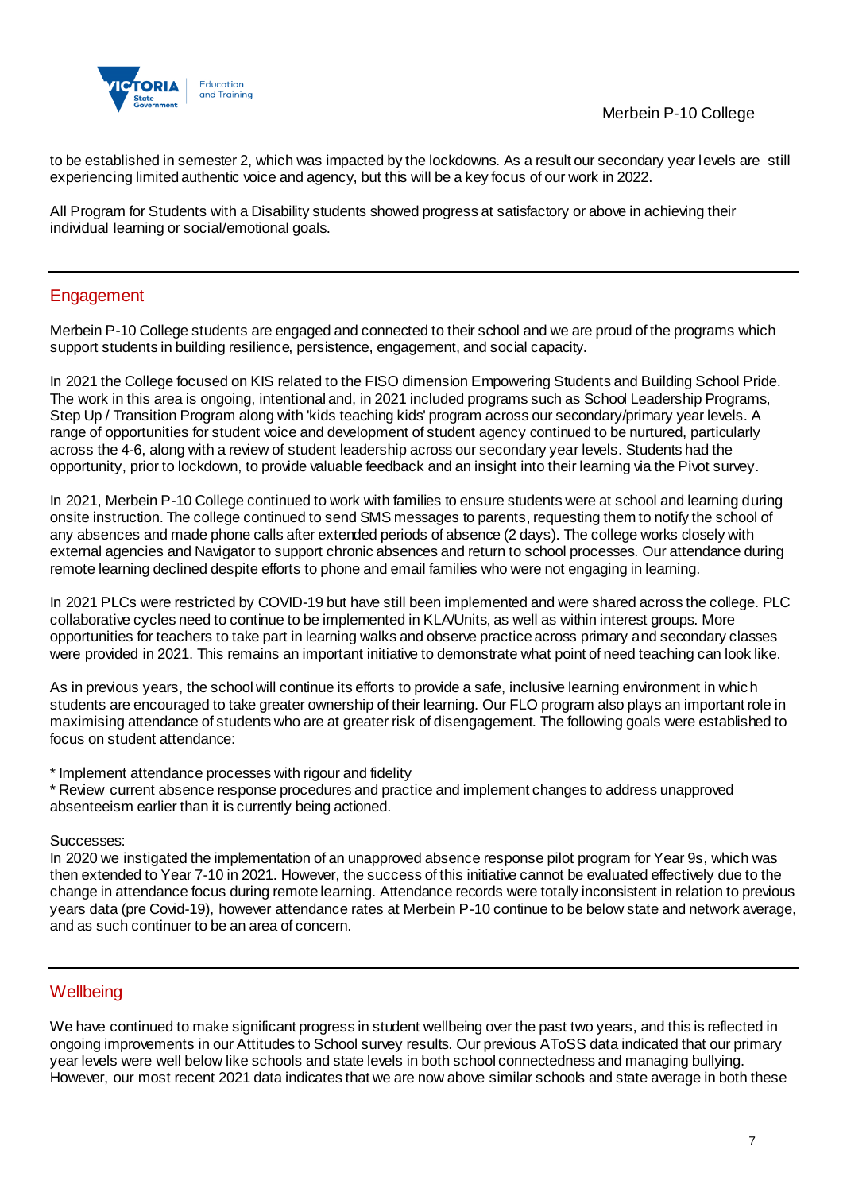to be established in semester 2, which was impacted by the lockdowns. As a result our secondary year levels are still experiencing limited authentic voice and agency, but this will be a key focus of our work in 2022.

All Program for Students with a Disability students showed progress at satisfactory or above in achieving their individual learning or social/emotional goals.

## Engagement

Merbein P-10 College students are engaged and connected to their school and we are proud of the programs which support students in building resilience, persistence, engagement, and social capacity.

In 2021 the College focused on KIS related to the FISO dimension Empowering Students and Building School Pride. The work in this area is ongoing, intentional and, in 2021 included programs such as School Leadership Programs, Step Up / Transition Program along with 'kids teaching kids' program across our secondary/primary year levels. A range of opportunities for student voice and development of student agency continued to be nurtured, particularly across the 4-6, along with a review of student leadership across our secondary year levels. Students had the opportunity, prior to lockdown, to provide valuable feedback and an insight into their learning via the Pivot survey.

In 2021, Merbein P-10 College continued to work with families to ensure students were at school and learning during onsite instruction. The college continued to send SMS messages to parents, requesting them to notify the school of any absences and made phone calls after extended periods of absence (2 days). The college works closely with external agencies and Navigator to support chronic absences and return to school processes. Our attendance during remote learning declined despite efforts to phone and email families who were not engaging in learning.

In 2021 PLCs were restricted by COVID-19 but have still been implemented and were shared across the college. PLC collaborative cycles need to continue to be implemented in KLA/Units, as well as within interest groups. More opportunities for teachers to take part in learning walks and observe practice across primary and secondary classes were provided in 2021. This remains an important initiative to demonstrate what point of need teaching can look like.

As in previous years, the school will continue its efforts to provide a safe, inclusive learning environment in which students are encouraged to take greater ownership of their learning. Our FLO program also plays an important role in maximising attendance of students who are at greater risk of disengagement. The following goals were established to focus on student attendance:

* Implement attendance processes with rigour and fidelity
* Review current absence response procedures and practice and implement changes to address unapproved absenteeism earlier than it is currently being actioned.

Successes:
In 2020 we instigated the implementation of an unapproved absence response pilot program for Year 9s, which was then extended to Year 7-10 in 2021. However, the success of this initiative cannot be evaluated effectively due to the change in attendance focus during remote learning. Attendance records were totally inconsistent in relation to previous years data (pre Covid-19), however attendance rates at Merbein P-10 continue to be below state and network average, and as such continuer to be an area of concern.

## Wellbeing

We have continued to make significant progress in student wellbeing over the past two years, and this is reflected in ongoing improvements in our Attitudes to School survey results. Our previous AToSS data indicated that our primary year levels were well below like schools and state levels in both school connectedness and managing bullying. However, our most recent 2021 data indicates that we are now above similar schools and state average in both these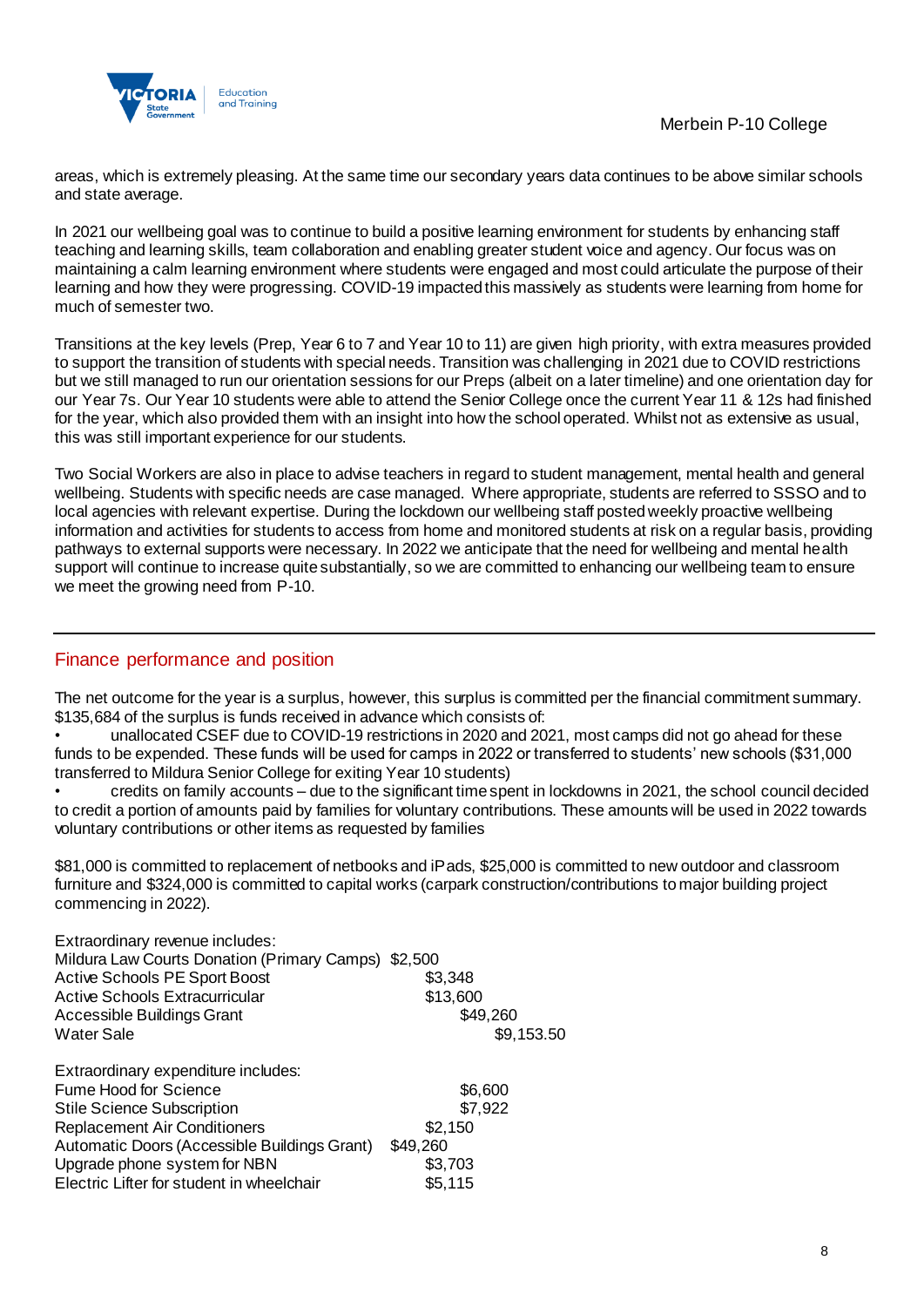areas, which is extremely pleasing. At the same time our secondary years data continues to be above similar schools and state average.

In 2021 our wellbeing goal was to continue to build a positive learning environment for students by enhancing staff teaching and learning skills, team collaboration and enabling greater student voice and agency. Our focus was on maintaining a calm learning environment where students were engaged and most could articulate the purpose of their learning and how they were progressing. COVID-19 impacted this massively as students were learning from home for much of semester two.

Transitions at the key levels (Prep, Year 6 to 7 and Year 10 to 11) are given high priority, with extra measures provided to support the transition of students with special needs. Transition was challenging in 2021 due to COVID restrictions but we still managed to run our orientation sessions for our Preps (albeit on a later timeline) and one orientation day for our Year 7s. Our Year 10 students were able to attend the Senior College once the current Year 11 & 12s had finished for the year, which also provided them with an insight into how the school operated. Whilst not as extensive as usual, this was still important experience for our students.

Two Social Workers are also in place to advise teachers in regard to student management, mental health and general wellbeing. Students with specific needs are case managed. Where appropriate, students are referred to SSSO and to local agencies with relevant expertise. During the lockdown our wellbeing staff posted weekly proactive wellbeing information and activities for students to access from home and monitored students at risk on a regular basis, providing pathways to external supports were necessary. In 2022 we anticipate that the need for wellbeing and mental health support will continue to increase quite substantially, so we are committed to enhancing our wellbeing team to ensure we meet the growing need from P-10.

## Finance performance and position

The net outcome for the year is a surplus, however, this surplus is committed per the financial commitment summary. $135,684 of the surplus is funds received in advance which consists of:

- unallocated CSEF due to COVID-19 restrictions in 2020 and 2021, most camps did not go ahead for these funds to be expended. These funds will be used for camps in 2022 or transferred to students' new schools ($31,000 transferred to Mildura Senior College for exiting Year 10 students)
- credits on family accounts – due to the significant time spent in lockdowns in 2021, the school council decided to credit a portion of amounts paid by families for voluntary contributions. These amounts will be used in 2022 towards voluntary contributions or other items as requested by families

$81,000 is committed to replacement of netbooks and iPads, $25,000 is committed to new outdoor and classroom furniture and $324,000 is committed to capital works (carpark construction/contributions to major building project commencing in 2022).

| Extraordinary revenue includes: | |
|---|---|
| Mildura Law Courts Donation (Primary Camps) | $2,500 |
| Active Schools PE Sport Boost | $3,348 |
| Active Schools Extracurricular | $13,600 |
| Accessible Buildings Grant | $49,260 |
| Water Sale | $9,153.50 |

| Extraordinary expenditure includes: | |
|---|---|
| Fume Hood for Science | $6,600 |
| Stile Science Subscription | $7,922 |
| Replacement Air Conditioners | $2,150 |
| Automatic Doors (Accessible Buildings Grant) | $49,260 |
| Upgrade phone system for NBN | $3,703 |
| Electric Lifter for student in wheelchair | $5,115 |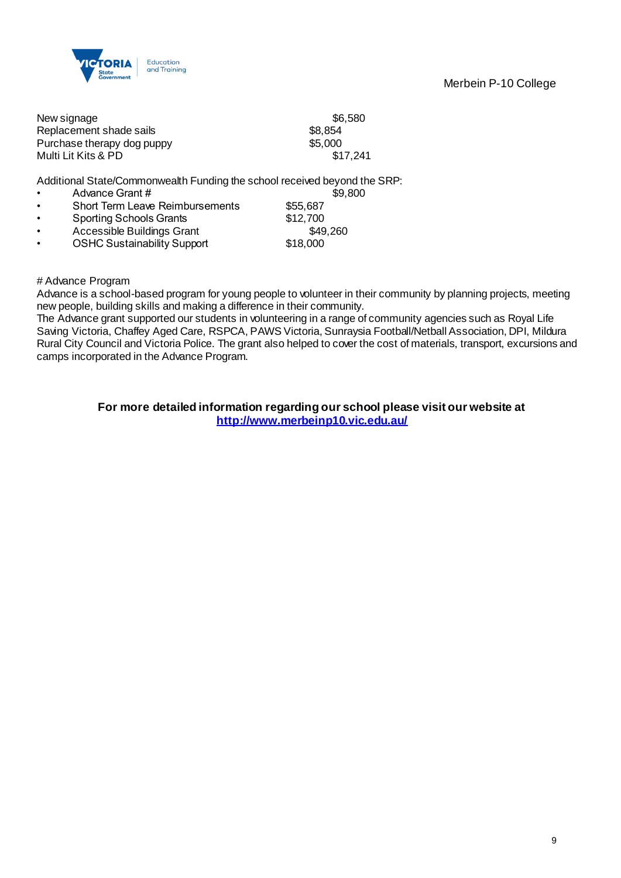| | |
|---|---|
| New signage | $6,580 |
| Replacement shade sails | $8,854 |
| Purchase therapy dog puppy | $5,000 |
| Multi Lit Kits & PD | $17,241 |

Additional State/Commonwealth Funding the school received beyond the SRP:

- Advance Grant # $9,800
- Short Term Leave Reimbursements $55,687
- Sporting Schools Grants $12,700
- Accessible Buildings Grant $49,260
- OSHC Sustainability Support $18,000

# Advance Program
Advance is a school-based program for young people to volunteer in their community by planning projects, meeting new people, building skills and making a difference in their community.
The Advance grant supported our students in volunteering in a range of community agencies such as Royal Life Saving Victoria, Chaffey Aged Care, RSPCA, PAWS Victoria, Sunraysia Football/Netball Association, DPI, Mildura Rural City Council and Victoria Police. The grant also helped to cover the cost of materials, transport, excursions and camps incorporated in the Advance Program.

**For more detailed information regarding our school please visit our website at**
**[http://www.merbeinp10.vic.edu.au/](http://www.merbeinp10.vic.edu.au/)**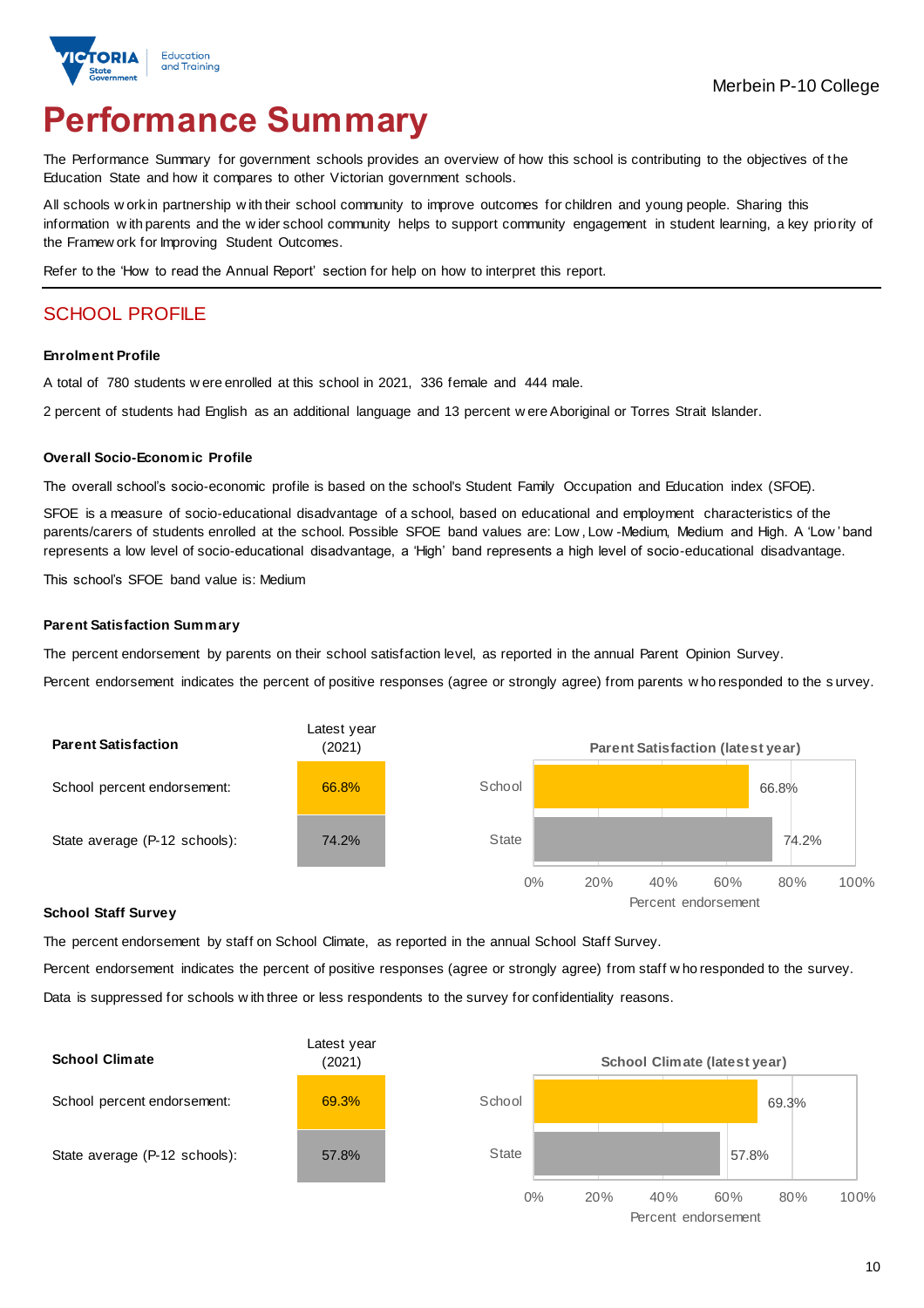Merbein P-10 College

# Performance Summary

The Performance Summary for government schools provides an overview of how this school is contributing to the objectives of the Education State and how it compares to other Victorian government schools.

All schools work in partnership with their school community to improve outcomes for children and young people. Sharing this information with parents and the wider school community helps to support community engagement in student learning, a key priority of the Framework for Improving Student Outcomes.

Refer to the 'How to read the Annual Report' section for help on how to interpret this report.

## SCHOOL PROFILE

### Enrolment Profile

A total of 780 students were enrolled at this school in 2021, 336 female and 444 male.

2 percent of students had English as an additional language and 13 percent were Aboriginal or Torres Strait Islander.

### Overall Socio-Economic Profile

The overall school's socio-economic profile is based on the school's Student Family Occupation and Education index (SFOE).

SFOE is a measure of socio-educational disadvantage of a school, based on educational and employment characteristics of the parents/carers of students enrolled at the school. Possible SFOE band values are: Low, Low-Medium, Medium and High. A 'Low' band represents a low level of socio-educational disadvantage, a 'High' band represents a high level of socio-educational disadvantage.

This school's SFOE band value is: Medium

### Parent Satisfaction Summary

The percent endorsement by parents on their school satisfaction level, as reported in the annual Parent Opinion Survey.

Percent endorsement indicates the percent of positive responses (agree or strongly agree) from parents who responded to the survey.

| Parent Satisfaction | Latest year (2021) |
|---|---|
| School percent endorsement: | 66.8% |
| State average (P-12 schools): | 74.2% |

**Parent Satisfaction (latest year)**

| | Percent endorsement |
|---|---|
| School | 66.8% |
| State | 74.2% |

### School Staff Survey

The percent endorsement by staff on School Climate, as reported in the annual School Staff Survey.

Percent endorsement indicates the percent of positive responses (agree or strongly agree) from staff who responded to the survey.

Data is suppressed for schools with three or less respondents to the survey for confidentiality reasons.

| School Climate | Latest year (2021) |
|---|---|
| School percent endorsement: | 69.3% |
| State average (P-12 schools): | 57.8% |

**School Climate (latest year)**

| | Percent endorsement |
|---|---|
| School | 69.3% |
| State | 57.8% |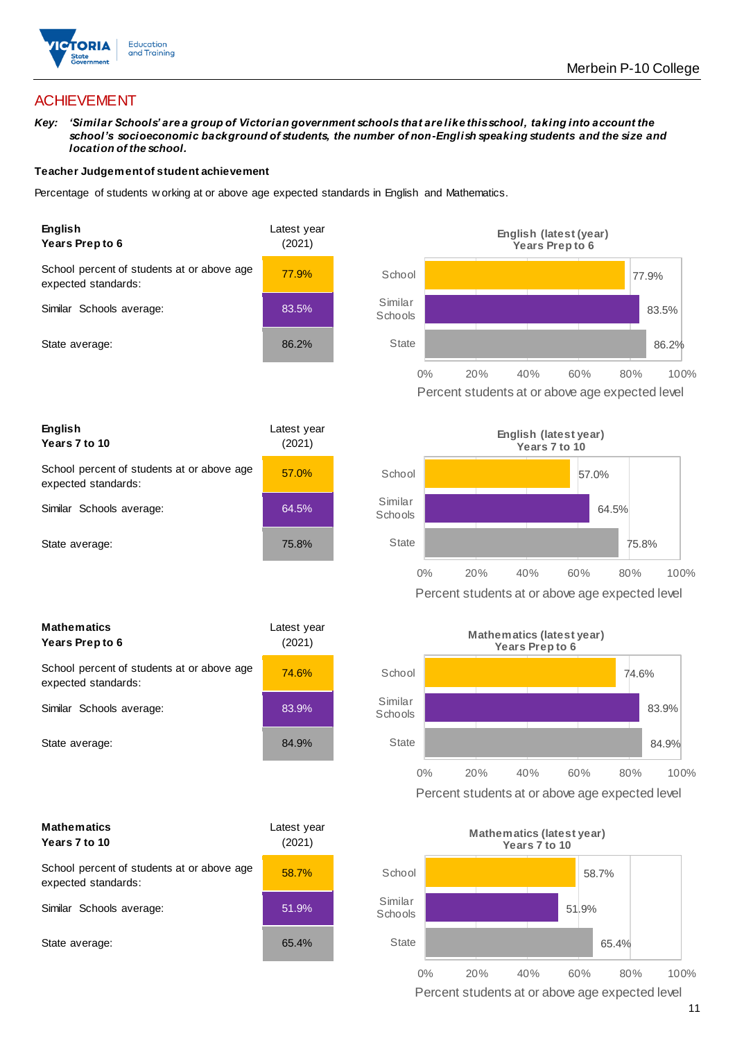Merbein P-10 College

## ACHIEVEMENT

***Key:** 'Similar Schools' are a group of Victorian government schools that are like this school, taking into account the school's socioeconomic background of students, the number of non-English speaking students and the size and location of the school.*

**Teacher Judgement of student achievement**

Percentage of students working at or above age expected standards in English and Mathematics.

| **English Years Prep to 6** | Latest year (2021) |
|---|---|
| School percent of students at or above age expected standards: | 77.9% |
| Similar Schools average: | 83.5% |
| State average: | 86.2% |

| **English Years 7 to 10** | Latest year (2021) |
|---|---|
| School percent of students at or above age expected standards: | 57.0% |
| Similar Schools average: | 64.5% |
| State average: | 75.8% |

| **Mathematics Years Prep to 6** | Latest year (2021) |
|---|---|
| School percent of students at or above age expected standards: | 74.6% |
| Similar Schools average: | 83.9% |
| State average: | 84.9% |

| **Mathematics Years 7 to 10** | Latest year (2021) |
|---|---|
| School percent of students at or above age expected standards: | 58.7% |
| Similar Schools average: | 51.9% |
| State average: | 65.4% |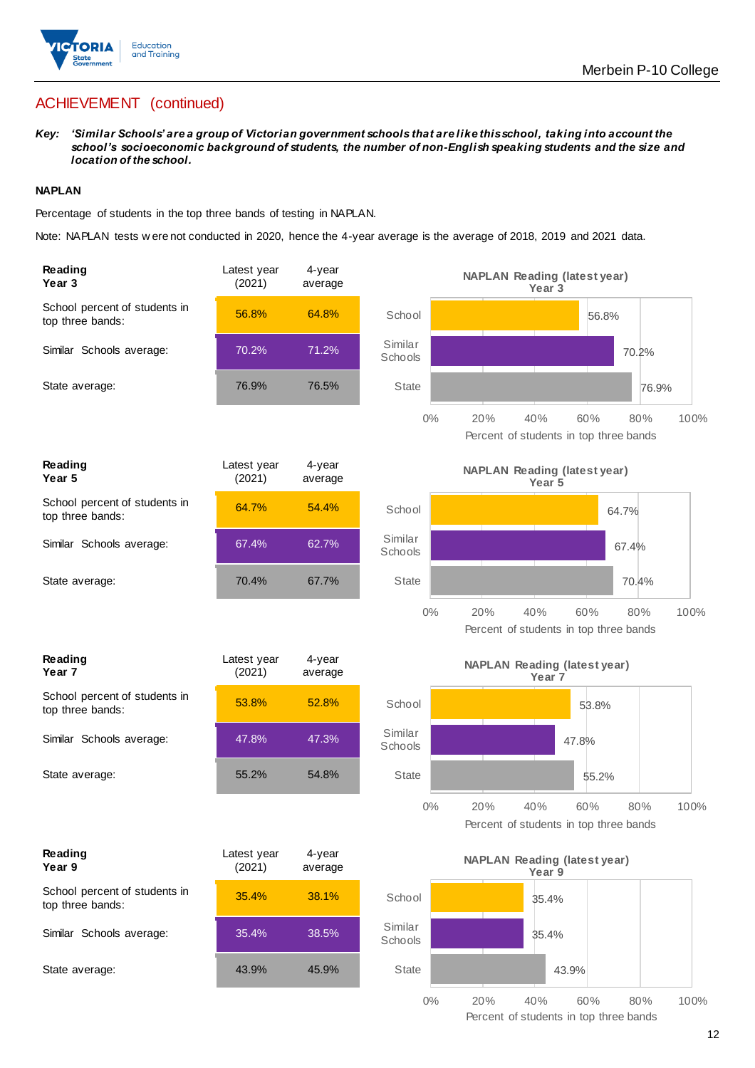## ACHIEVEMENT (continued)

***Key:*** ***'Similar Schools' are a group of Victorian government schools that are like this school, taking into account the school's socioeconomic background of students, the number of non-English speaking students and the size and location of the school.***

**NAPLAN**

Percentage of students in the top three bands of testing in NAPLAN.

Note: NAPLAN tests were not conducted in 2020, hence the 4-year average is the average of 2018, 2019 and 2021 data.

| **Reading Year 3** | Latest year (2021) | 4-year average |
|---|---|---|
| School percent of students in top three bands: | 56.8% | 64.8% |
| Similar Schools average: | 70.2% | 71.2% |
| State average: | 76.9% | 76.5% |

**NAPLAN Reading (latest year) Year 3**

| | Percent of students in top three bands |
|---|---|
| School | 56.8% |
| Similar Schools | 70.2% |
| State | 76.9% |

| **Reading Year 5** | Latest year (2021) | 4-year average |
|---|---|---|
| School percent of students in top three bands: | 64.7% | 54.4% |
| Similar Schools average: | 67.4% | 62.7% |
| State average: | 70.4% | 67.7% |

**NAPLAN Reading (latest year) Year 5**

| | Percent of students in top three bands |
|---|---|
| School | 64.7% |
| Similar Schools | 67.4% |
| State | 70.4% |

| **Reading Year 7** | Latest year (2021) | 4-year average |
|---|---|---|
| School percent of students in top three bands: | 53.8% | 52.8% |
| Similar Schools average: | 47.8% | 47.3% |
| State average: | 55.2% | 54.8% |

**NAPLAN Reading (latest year) Year 7**

| | Percent of students in top three bands |
|---|---|
| School | 53.8% |
| Similar Schools | 47.8% |
| State | 55.2% |

| **Reading Year 9** | Latest year (2021) | 4-year average |
|---|---|---|
| School percent of students in top three bands: | 35.4% | 38.1% |
| Similar Schools average: | 35.4% | 38.5% |
| State average: | 43.9% | 45.9% |

**NAPLAN Reading (latest year) Year 9**

| | Percent of students in top three bands |
|---|---|
| School | 35.4% |
| Similar Schools | 35.4% |
| State | 43.9% |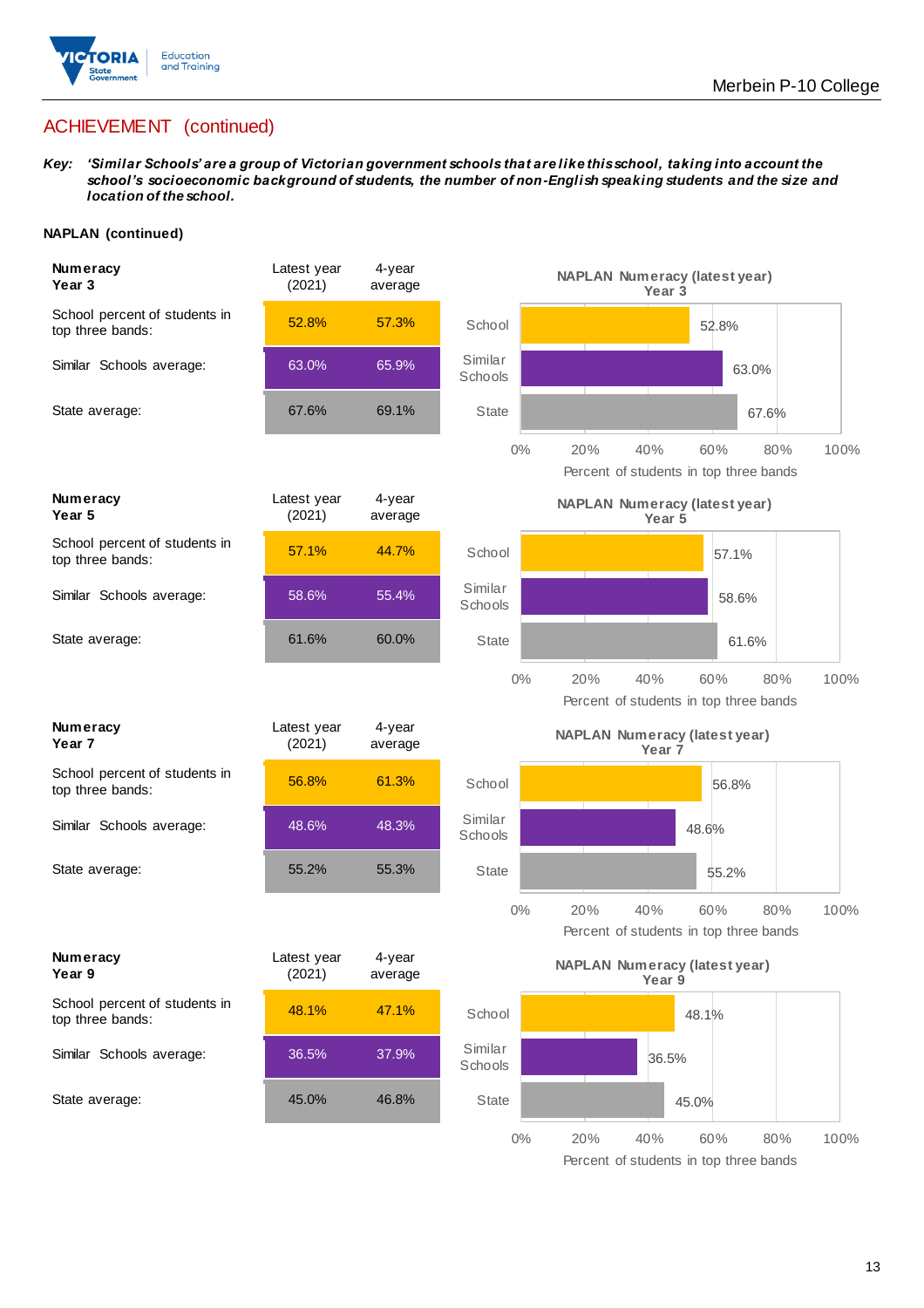## ACHIEVEMENT (continued)

***Key:*** ***'Similar Schools' are a group of Victorian government schools that are like this school, taking into account the school's socioeconomic background of students, the number of non-English speaking students and the size and location of the school.***

**NAPLAN (continued)**

| **Numeracy Year 3** | Latest year (2021) | 4-year average |
|---|---|---|
| School percent of students in top three bands: | 52.8% | 57.3% |
| Similar Schools average: | 63.0% | 65.9% |
| State average: | 67.6% | 69.1% |

NAPLAN Numeracy (latest year) Year 3

| | Percent of students in top three bands |
|---|---|
| School | 52.8% |
| Similar Schools | 63.0% |
| State | 67.6% |

| **Numeracy Year 5** | Latest year (2021) | 4-year average |
|---|---|---|
| School percent of students in top three bands: | 57.1% | 44.7% |
| Similar Schools average: | 58.6% | 55.4% |
| State average: | 61.6% | 60.0% |

NAPLAN Numeracy (latest year) Year 5

| | Percent of students in top three bands |
|---|---|
| School | 57.1% |
| Similar Schools | 58.6% |
| State | 61.6% |

| **Numeracy Year 7** | Latest year (2021) | 4-year average |
|---|---|---|
| School percent of students in top three bands: | 56.8% | 61.3% |
| Similar Schools average: | 48.6% | 48.3% |
| State average: | 55.2% | 55.3% |

NAPLAN Numeracy (latest year) Year 7

| | Percent of students in top three bands |
|---|---|
| School | 56.8% |
| Similar Schools | 48.6% |
| State | 55.2% |

| **Numeracy Year 9** | Latest year (2021) | 4-year average |
|---|---|---|
| School percent of students in top three bands: | 48.1% | 47.1% |
| Similar Schools average: | 36.5% | 37.9% |
| State average: | 45.0% | 46.8% |

NAPLAN Numeracy (latest year) Year 9

| | Percent of students in top three bands |
|---|---|
| School | 48.1% |
| Similar Schools | 36.5% |
| State | 45.0% |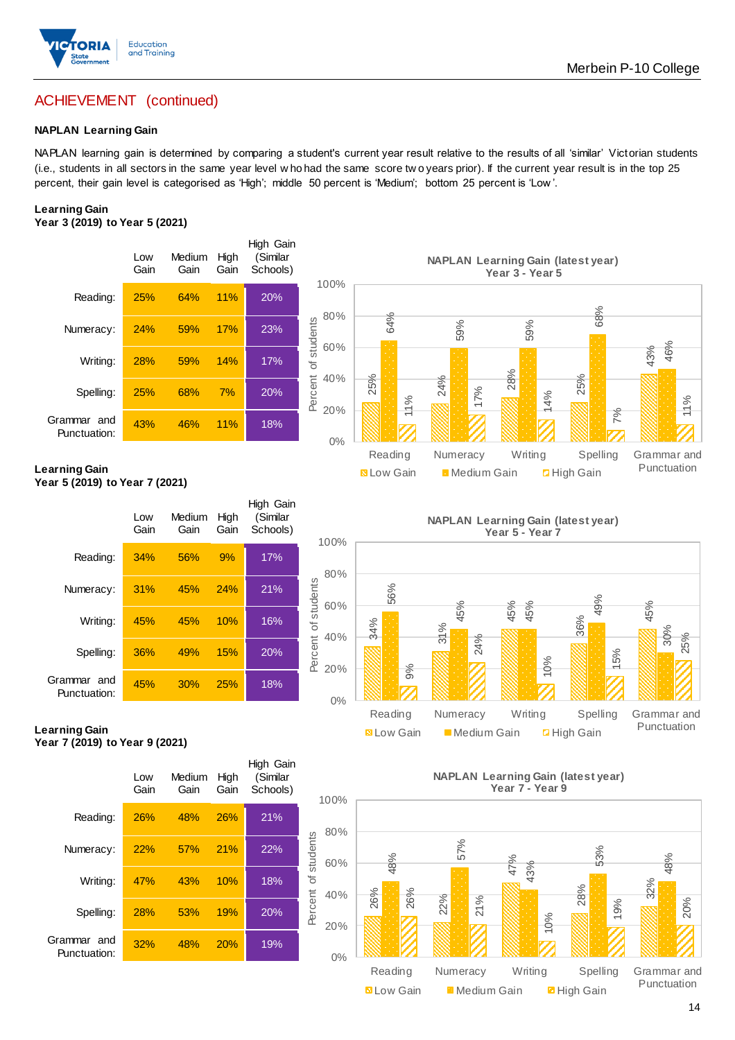# ACHIEVEMENT (continued)

### NAPLAN Learning Gain

NAPLAN learning gain is determined by comparing a student's current year result relative to the results of all 'similar' Victorian students (i.e., students in all sectors in the same year level who had the same score two years prior). If the current year result is in the top 25 percent, their gain level is categorised as 'High'; middle 50 percent is 'Medium'; bottom 25 percent is 'Low'.

**Learning Gain**
**Year 3 (2019) to Year 5 (2021)**

| | Low Gain | Medium Gain | High Gain | High Gain (Similar Schools) |
|---|---|---|---|---|
| Reading: | 25% | 64% | 11% | 20% |
| Numeracy: | 24% | 59% | 17% | 23% |
| Writing: | 28% | 59% | 14% | 17% |
| Spelling: | 25% | 68% | 7% | 20% |
| Grammar and Punctuation: | 43% | 46% | 11% | 18% |

**NAPLAN Learning Gain (latest year)**
**Year 3 - Year 5**

| | Low Gain | Medium Gain | High Gain |
|---|---|---|---|
| Reading | 25% | 64% | 11% |
| Numeracy | 24% | 59% | 17% |
| Writing | 28% | 59% | 14% |
| Spelling | 25% | 68% | 7% |
| Grammar and Punctuation | 43% | 46% | 11% |

**Learning Gain**
**Year 5 (2019) to Year 7 (2021)**

| | Low Gain | Medium Gain | High Gain | High Gain (Similar Schools) |
|---|---|---|---|---|
| Reading: | 34% | 56% | 9% | 17% |
| Numeracy: | 31% | 45% | 24% | 21% |
| Writing: | 45% | 45% | 10% | 16% |
| Spelling: | 36% | 49% | 15% | 20% |
| Grammar and Punctuation: | 45% | 30% | 25% | 18% |

**NAPLAN Learning Gain (latest year)**
**Year 5 - Year 7**

| | Low Gain | Medium Gain | High Gain |
|---|---|---|---|
| Reading | 34% | 56% | 9% |
| Numeracy | 31% | 45% | 24% |
| Writing | 45% | 45% | 10% |
| Spelling | 36% | 49% | 15% |
| Grammar and Punctuation | 45% | 30% | 25% |

**Learning Gain**
**Year 7 (2019) to Year 9 (2021)**

| | Low Gain | Medium Gain | High Gain | High Gain (Similar Schools) |
|---|---|---|---|---|
| Reading: | 26% | 48% | 26% | 21% |
| Numeracy: | 22% | 57% | 21% | 22% |
| Writing: | 47% | 43% | 10% | 18% |
| Spelling: | 28% | 53% | 19% | 20% |
| Grammar and Punctuation: | 32% | 48% | 20% | 19% |

**NAPLAN Learning Gain (latest year)**
**Year 7 - Year 9**

| | Low Gain | Medium Gain | High Gain |
|---|---|---|---|
| Reading | 26% | 48% | 26% |
| Numeracy | 22% | 57% | 21% |
| Writing | 47% | 43% | 10% |
| Spelling | 28% | 53% | 19% |
| Grammar and Punctuation | 32% | 48% | 20% |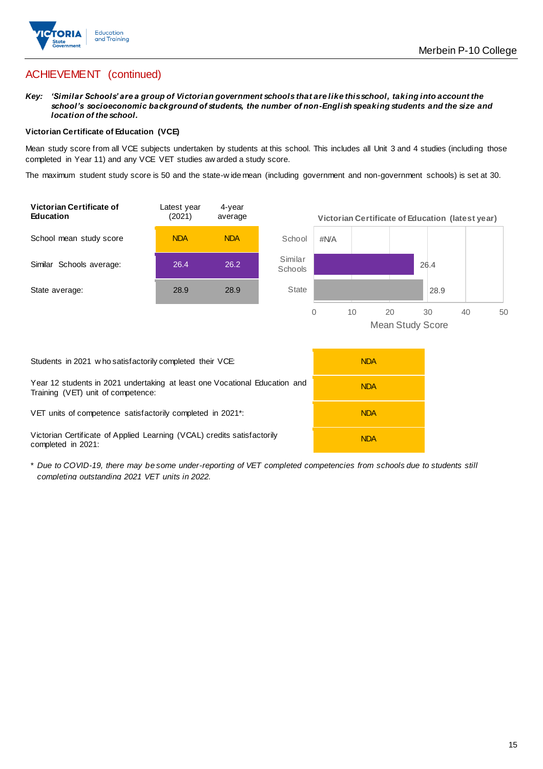## ACHIEVEMENT (continued)

***Key:*** ***'Similar Schools' are a group of Victorian government schools that are like this school, taking into account the school's socioeconomic background of students, the number of non-English speaking students and the size and location of the school.***

**Victorian Certificate of Education (VCE)**

Mean study score from all VCE subjects undertaken by students at this school. This includes all Unit 3 and 4 studies (including those completed in Year 11) and any VCE VET studies awarded a study score.

The maximum student study score is 50 and the state-wide mean (including government and non-government schools) is set at 30.

| Victorian Certificate of Education | Latest year (2021) | 4-year average |
|---|---|---|
| School mean study score | NDA | NDA |
| Similar Schools average: | 26.4 | 26.2 |
| State average: | 28.9 | 28.9 |

Victorian Certificate of Education (latest year)

| | Mean Study Score |
|---|---|
| School | #N/A |
| Similar Schools | 26.4 |
| State | 28.9 |

| | |
|---|---|
| Students in 2021 who satisfactorily completed their VCE: | NDA |
| Year 12 students in 2021 undertaking at least one Vocational Education and Training (VET) unit of competence: | NDA |
| VET units of competence satisfactorily completed in 2021*: | NDA |
| Victorian Certificate of Applied Learning (VCAL) credits satisfactorily completed in 2021: | NDA |

* *Due to COVID-19, there may be some under-reporting of VET completed competencies from schools due to students still completing outstanding 2021 VET units in 2022.*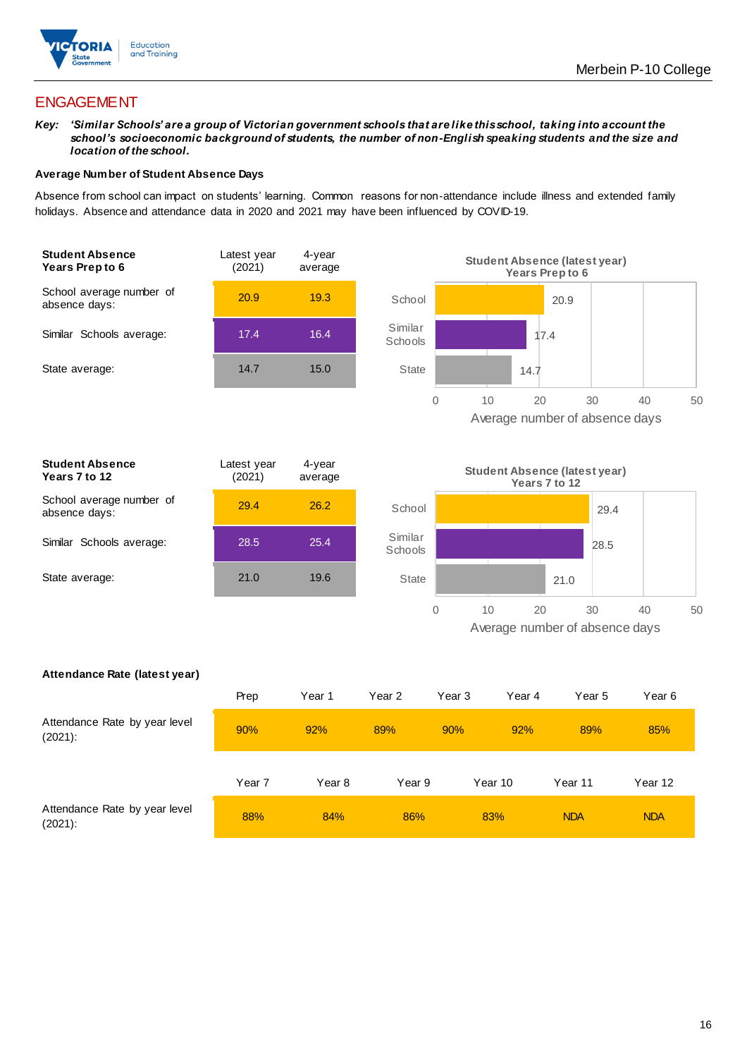## ENGAGEMENT

**Key:** ***'Similar Schools' are a group of Victorian government schools that are like this school, taking into account the school's socioeconomic background of students, the number of non-English speaking students and the size and location of the school.***

### Average Number of Student Absence Days

Absence from school can impact on students' learning. Common reasons for non-attendance include illness and extended family holidays. Absence and attendance data in 2020 and 2021 may have been influenced by COVID-19.

| **Student Absence Years Prep to 6** | Latest year (2021) | 4-year average |
|---|---|---|
| School average number of absence days: | 20.9 | 19.3 |
| Similar Schools average: | 17.4 | 16.4 |
| State average: | 14.7 | 15.0 |

**Student Absence (latest year) Years Prep to 6**

| | Average number of absence days |
|---|---|
| School | 20.9 |
| Similar Schools | 17.4 |
| State | 14.7 |

| **Student Absence Years 7 to 12** | Latest year (2021) | 4-year average |
|---|---|---|
| School average number of absence days: | 29.4 | 26.2 |
| Similar Schools average: | 28.5 | 25.4 |
| State average: | 21.0 | 19.6 |

**Student Absence (latest year) Years 7 to 12**

| | Average number of absence days |
|---|---|
| School | 29.4 |
| Similar Schools | 28.5 |
| State | 21.0 |

### Attendance Rate (latest year)

| | Prep | Year 1 | Year 2 | Year 3 | Year 4 | Year 5 | Year 6 |
|---|---|---|---|---|---|---|---|
| Attendance Rate by year level (2021): | 90% | 92% | 89% | 90% | 92% | 89% | 85% |

| | Year 7 | Year 8 | Year 9 | Year 10 | Year 11 | Year 12 |
|---|---|---|---|---|---|---|
| Attendance Rate by year level (2021): | 88% | 84% | 86% | 83% | NDA | NDA |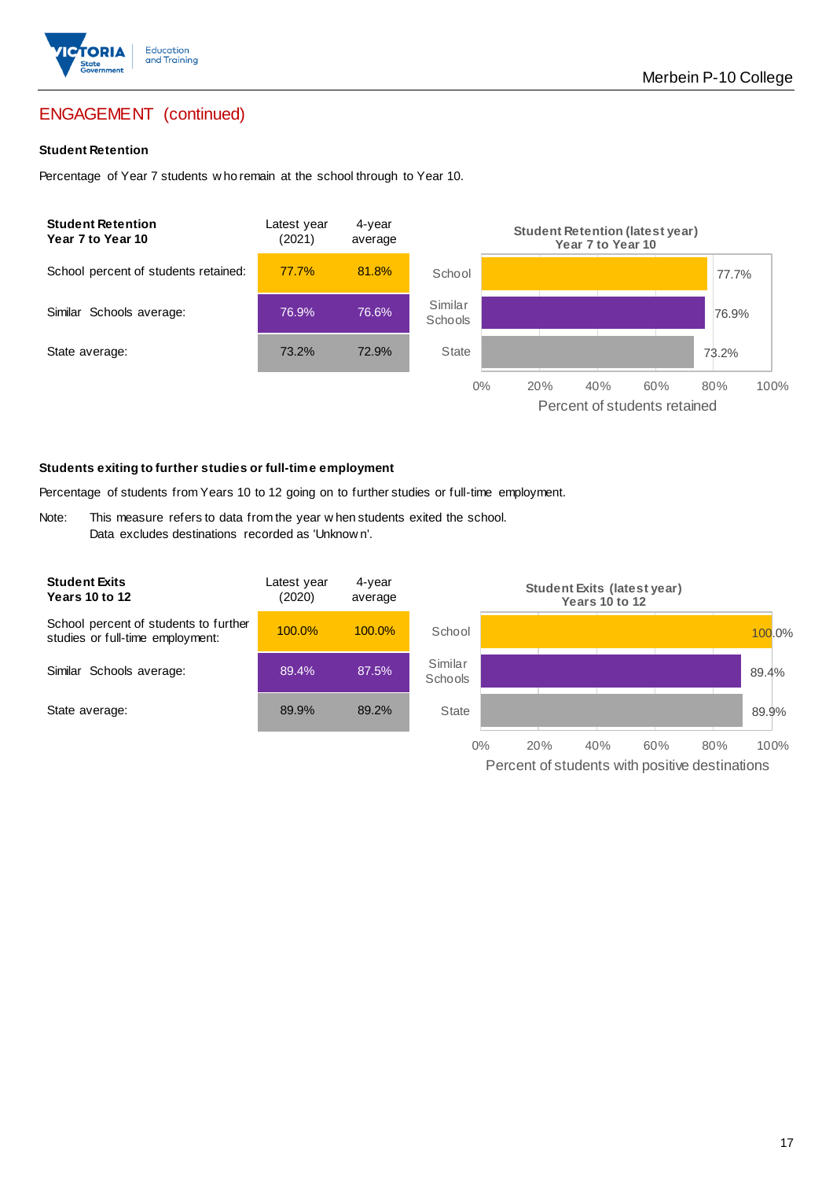## ENGAGEMENT (continued)

**Student Retention**

Percentage of Year 7 students who remain at the school through to Year 10.

| Student Retention Year 7 to Year 10 | Latest year (2021) | 4-year average |
|---|---|---|
| School percent of students retained: | 77.7% | 81.8% |
| Similar Schools average: | 76.9% | 76.6% |
| State average: | 73.2% | 72.9% |

**Student Retention (latest year) Year 7 to Year 10**

| | Percent of students retained |
|---|---|
| School | 77.7% |
| Similar Schools | 76.9% |
| State | 73.2% |

**Students exiting to further studies or full-time employment**

Percentage of students from Years 10 to 12 going on to further studies or full-time employment.

Note: This measure refers to data from the year when students exited the school. Data excludes destinations recorded as 'Unknown'.

| Student Exits Years 10 to 12 | Latest year (2020) | 4-year average |
|---|---|---|
| School percent of students to further studies or full-time employment: | 100.0% | 100.0% |
| Similar Schools average: | 89.4% | 87.5% |
| State average: | 89.9% | 89.2% |

**Student Exits (latest year) Years 10 to 12**

| | Percent of students with positive destinations |
|---|---|
| School | 100.0% |
| Similar Schools | 89.4% |
| State | 89.9% |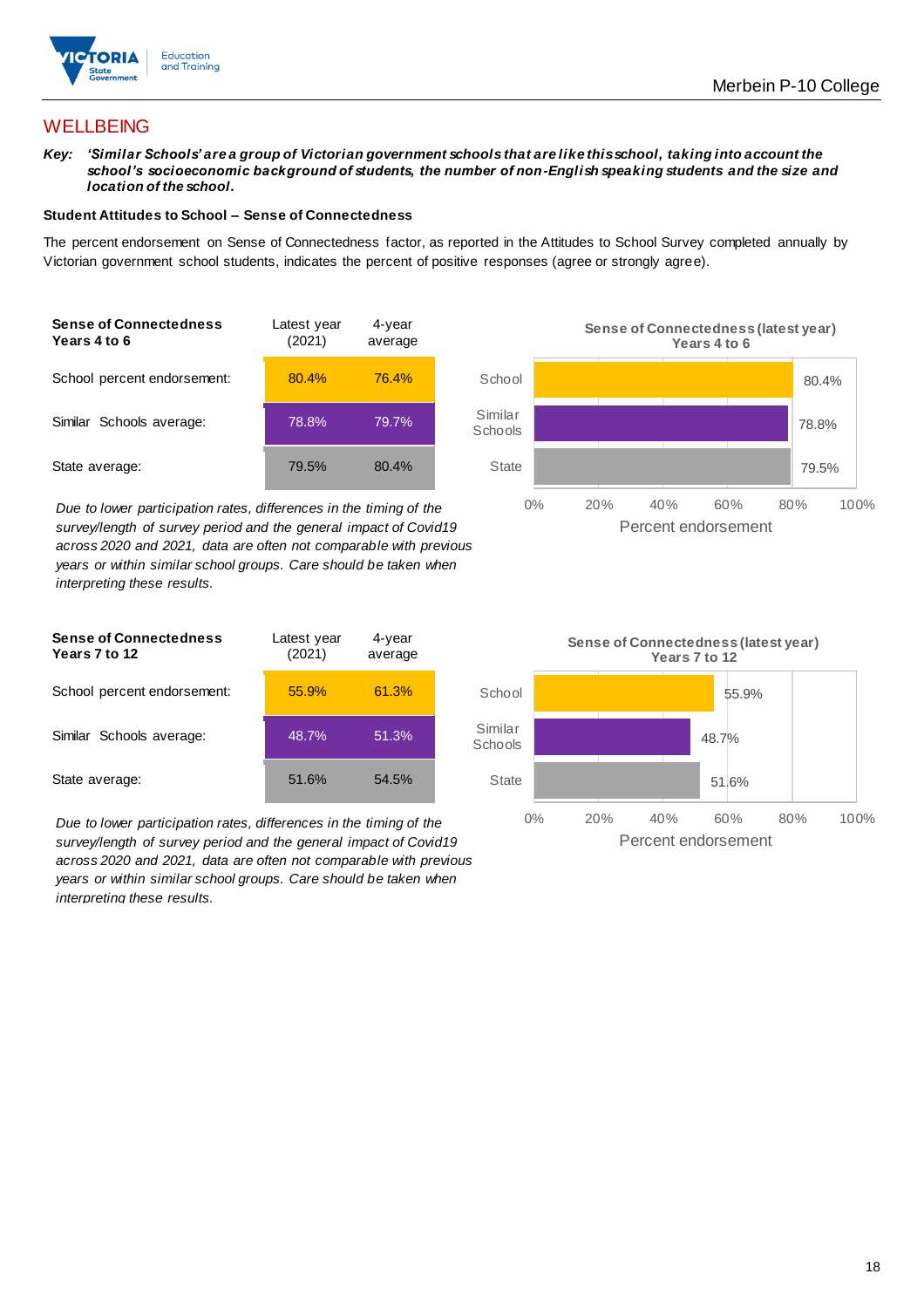## WELLBEING

***Key:*** ***'Similar Schools' are a group of Victorian government schools that are like this school, taking into account the school's socioeconomic background of students, the number of non-English speaking students and the size and location of the school.***

**Student Attitudes to School – Sense of Connectedness**

The percent endorsement on Sense of Connectedness factor, as reported in the Attitudes to School Survey completed annually by Victorian government school students, indicates the percent of positive responses (agree or strongly agree).

| **Sense of Connectedness Years 4 to 6** | Latest year (2021) | 4-year average |
|---|---|---|
| School percent endorsement: | 80.4% | 76.4% |
| Similar Schools average: | 78.8% | 79.7% |
| State average: | 79.5% | 80.4% |

*Due to lower participation rates, differences in the timing of the survey/length of survey period and the general impact of Covid19 across 2020 and 2021, data are often not comparable with previous years or within similar school groups. Care should be taken when interpreting these results.*

**Sense of Connectedness (latest year) Years 4 to 6**

| | Percent endorsement |
|---|---|
| School | 80.4% |
| Similar Schools | 78.8% |
| State | 79.5% |

| **Sense of Connectedness Years 7 to 12** | Latest year (2021) | 4-year average |
|---|---|---|
| School percent endorsement: | 55.9% | 61.3% |
| Similar Schools average: | 48.7% | 51.3% |
| State average: | 51.6% | 54.5% |

*Due to lower participation rates, differences in the timing of the survey/length of survey period and the general impact of Covid19 across 2020 and 2021, data are often not comparable with previous years or within similar school groups. Care should be taken when interpreting these results.*

**Sense of Connectedness (latest year) Years 7 to 12**

| | Percent endorsement |
|---|---|
| School | 55.9% |
| Similar Schools | 48.7% |
| State | 51.6% |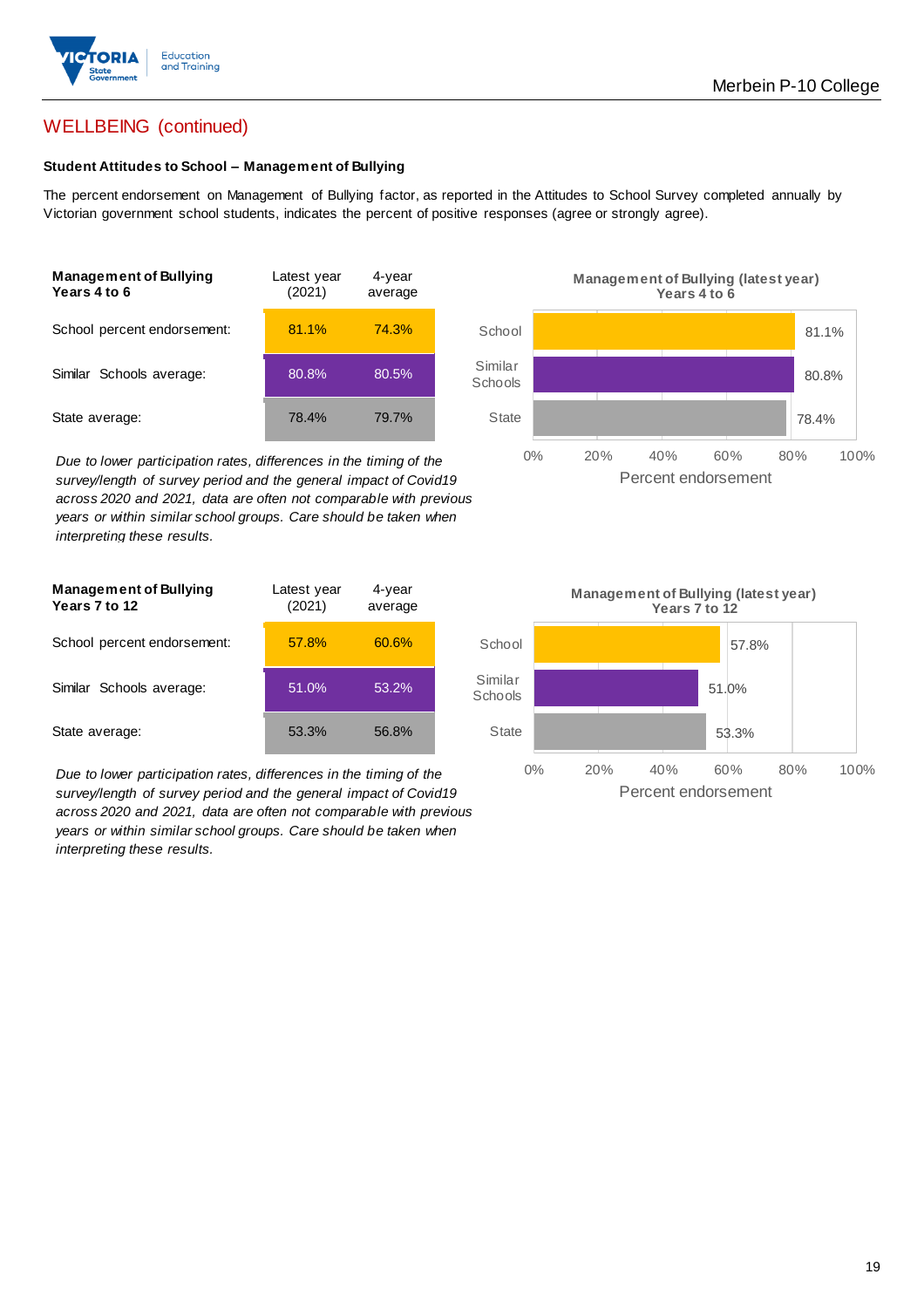## WELLBEING (continued)

**Student Attitudes to School – Management of Bullying**

The percent endorsement on Management of Bullying factor, as reported in the Attitudes to School Survey completed annually by Victorian government school students, indicates the percent of positive responses (agree or strongly agree).

| Management of Bullying Years 4 to 6 | Latest year (2021) | 4-year average |
|---|---|---|
| School percent endorsement: | 81.1% | 74.3% |
| Similar Schools average: | 80.8% | 80.5% |
| State average: | 78.4% | 79.7% |

*Due to lower participation rates, differences in the timing of the survey/length of survey period and the general impact of Covid19 across 2020 and 2021, data are often not comparable with previous years or within similar school groups. Care should be taken when interpreting these results.*

**Management of Bullying (latest year) Years 4 to 6**

| | Percent endorsement |
|---|---|
| School | 81.1% |
| Similar Schools | 80.8% |
| State | 78.4% |

| Management of Bullying Years 7 to 12 | Latest year (2021) | 4-year average |
|---|---|---|
| School percent endorsement: | 57.8% | 60.6% |
| Similar Schools average: | 51.0% | 53.2% |
| State average: | 53.3% | 56.8% |

*Due to lower participation rates, differences in the timing of the survey/length of survey period and the general impact of Covid19 across 2020 and 2021, data are often not comparable with previous years or within similar school groups. Care should be taken when interpreting these results.*

**Management of Bullying (latest year) Years 7 to 12**

| | Percent endorsement |
|---|---|
| School | 57.8% |
| Similar Schools | 51.0% |
| State | 53.3% |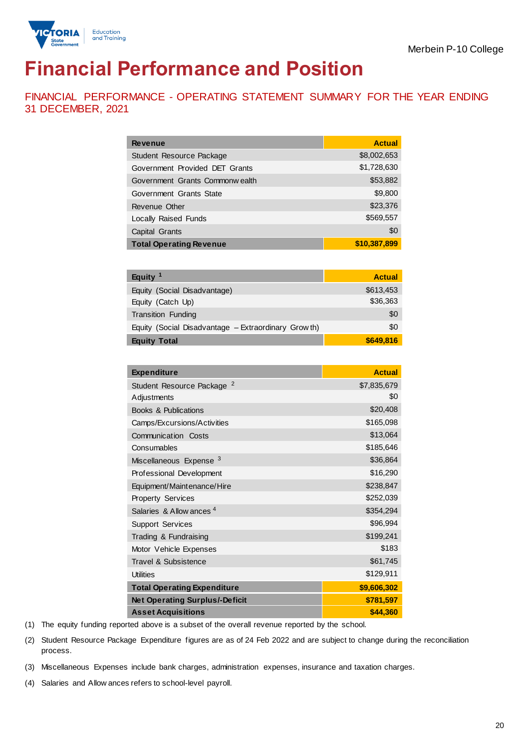Merbein P-10 College

# Financial Performance and Position

## FINANCIAL PERFORMANCE - OPERATING STATEMENT SUMMARY FOR THE YEAR ENDING 31 DECEMBER, 2021

| Revenue | Actual |
|---|---|
| Student Resource Package | $8,002,653 |
| Government Provided DET Grants | $1,728,630 |
| Government Grants Commonwealth | $53,882 |
| Government Grants State | $9,800 |
| Revenue Other | $23,376 |
| Locally Raised Funds | $569,557 |
| Capital Grants | $0 |
| **Total Operating Revenue** | **$10,387,899** |

| Equity [1] | Actual |
|---|---|
| Equity (Social Disadvantage) | $613,453 |
| Equity (Catch Up) | $36,363 |
| Transition Funding | $0 |
| Equity (Social Disadvantage – Extraordinary Growth) | $0 |
| **Equity Total** | **$649,816** |

| Expenditure | Actual |
|---|---|
| Student Resource Package [2] | $7,835,679 |
| Adjustments | $0 |
| Books & Publications | $20,408 |
| Camps/Excursions/Activities | $165,098 |
| Communication Costs | $13,064 |
| Consumables | $185,646 |
| Miscellaneous Expense [3] | $36,864 |
| Professional Development | $16,290 |
| Equipment/Maintenance/Hire | $238,847 |
| Property Services | $252,039 |
| Salaries & Allowances [4] | $354,294 |
| Support Services | $96,994 |
| Trading & Fundraising | $199,241 |
| Motor Vehicle Expenses | $183 |
| Travel & Subsistence | $61,745 |
| Utilities | $129,911 |
| **Total Operating Expenditure** | **$9,606,302** |
| **Net Operating Surplus/-Deficit** | **$781,597** |
| **Asset Acquisitions** | **$44,360** |

(1) The equity funding reported above is a subset of the overall revenue reported by the school.

(2) Student Resource Package Expenditure figures are as of 24 Feb 2022 and are subject to change during the reconciliation process.

(3) Miscellaneous Expenses include bank charges, administration expenses, insurance and taxation charges.

(4) Salaries and Allowances refers to school-level payroll.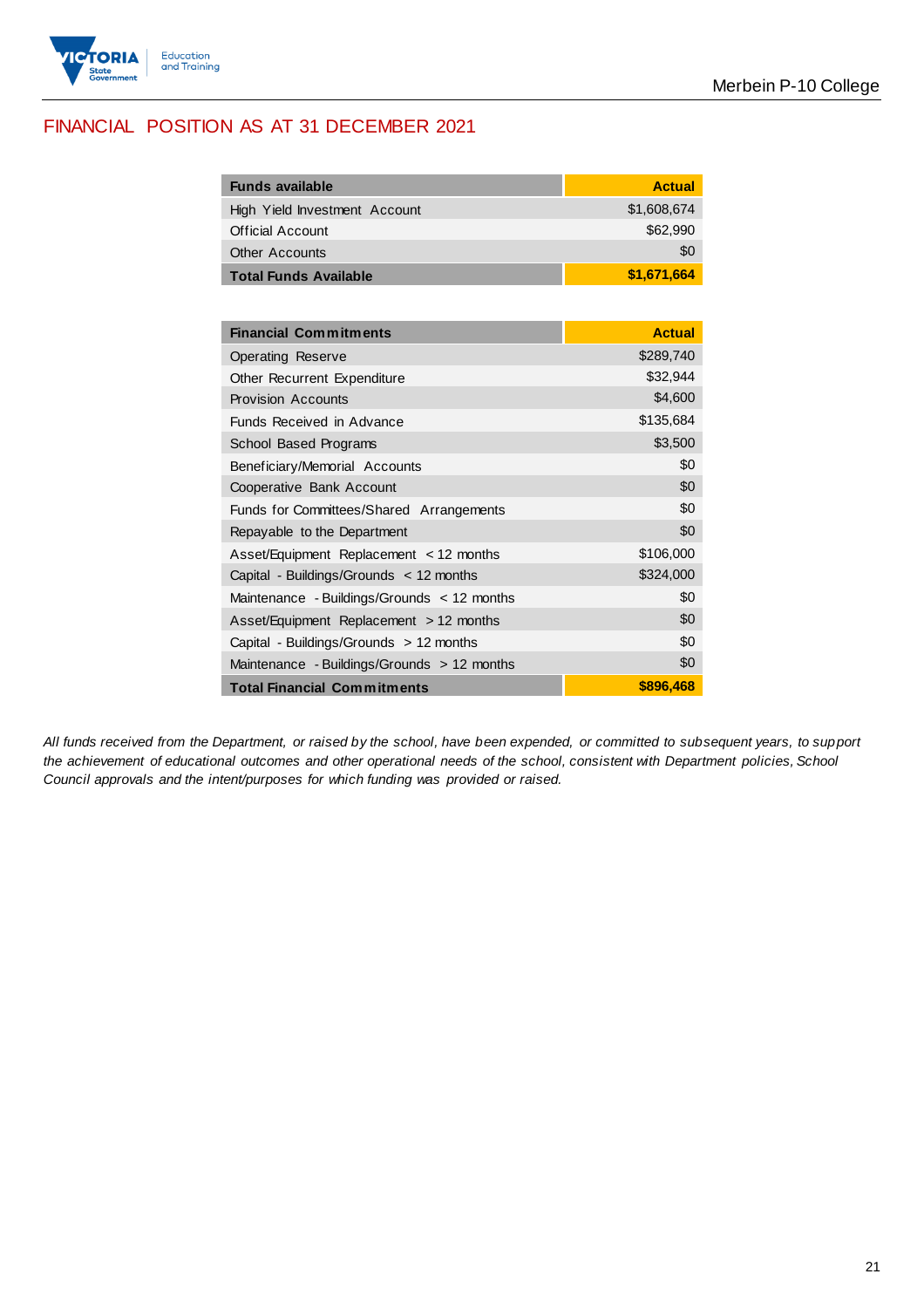# FINANCIAL POSITION AS AT 31 DECEMBER 2021

| Funds available | Actual |
| --- | --- |
| High Yield Investment Account | $1,608,674 |
| Official Account | $62,990 |
| Other Accounts | $0 |
| **Total Funds Available** | **$1,671,664** |

| Financial Commitments | Actual |
| --- | --- |
| Operating Reserve | $289,740 |
| Other Recurrent Expenditure | $32,944 |
| Provision Accounts | $4,600 |
| Funds Received in Advance | $135,684 |
| School Based Programs | $3,500 |
| Beneficiary/Memorial Accounts | $0 |
| Cooperative Bank Account | $0 |
| Funds for Committees/Shared Arrangements | $0 |
| Repayable to the Department | $0 |
| Asset/Equipment Replacement < 12 months | $106,000 |
| Capital - Buildings/Grounds < 12 months | $324,000 |
| Maintenance - Buildings/Grounds < 12 months | $0 |
| Asset/Equipment Replacement > 12 months | $0 |
| Capital - Buildings/Grounds > 12 months | $0 |
| Maintenance - Buildings/Grounds > 12 months | $0 |
| **Total Financial Commitments** | **$896,468** |

*All funds received from the Department, or raised by the school, have been expended, or committed to subsequent years, to support the achievement of educational outcomes and other operational needs of the school, consistent with Department policies, School Council approvals and the intent/purposes for which funding was provided or raised.*